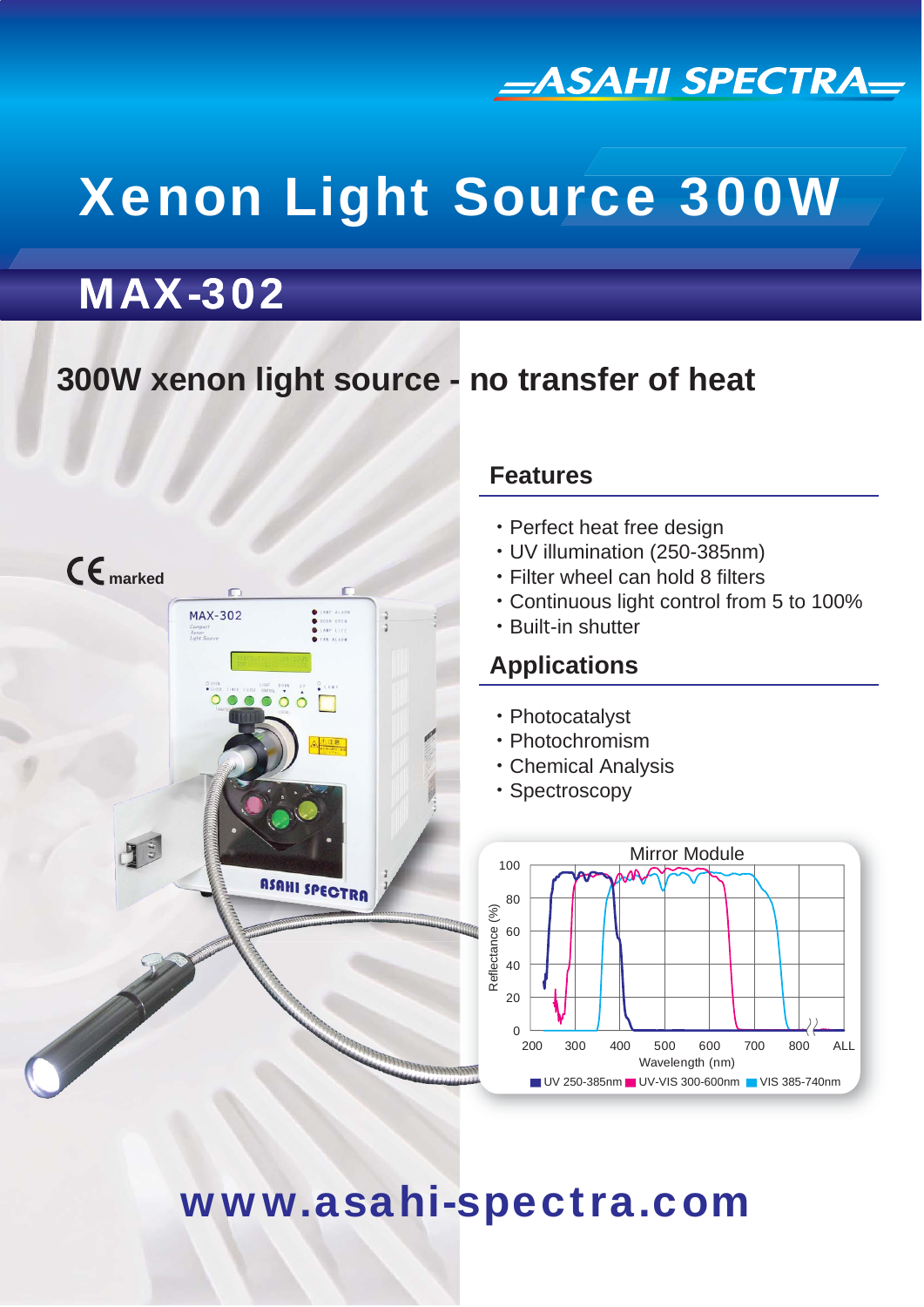ASAHI SPECTRA

# Xenon Light Source 300W

## MAX-302

### 300W xenon light source - no transfer of heat

CE marked

### Features

- Perfect heat free design
- UV illumination (250-385nm)
- Filter wheel can hold 8 filters
- Continuous light control from 5 to 100%
- Built-in shutter

### Applications

- Photocatalyst
- Photochromism
- Chemical Analysis
- Spectroscopy

Mirror Module

Reflectance (%) vs. Wavelength (nm)

UV 250-385nm / UV-VIS 300-600nm / VIS 385-740nm

**www.asahi-spectra.com**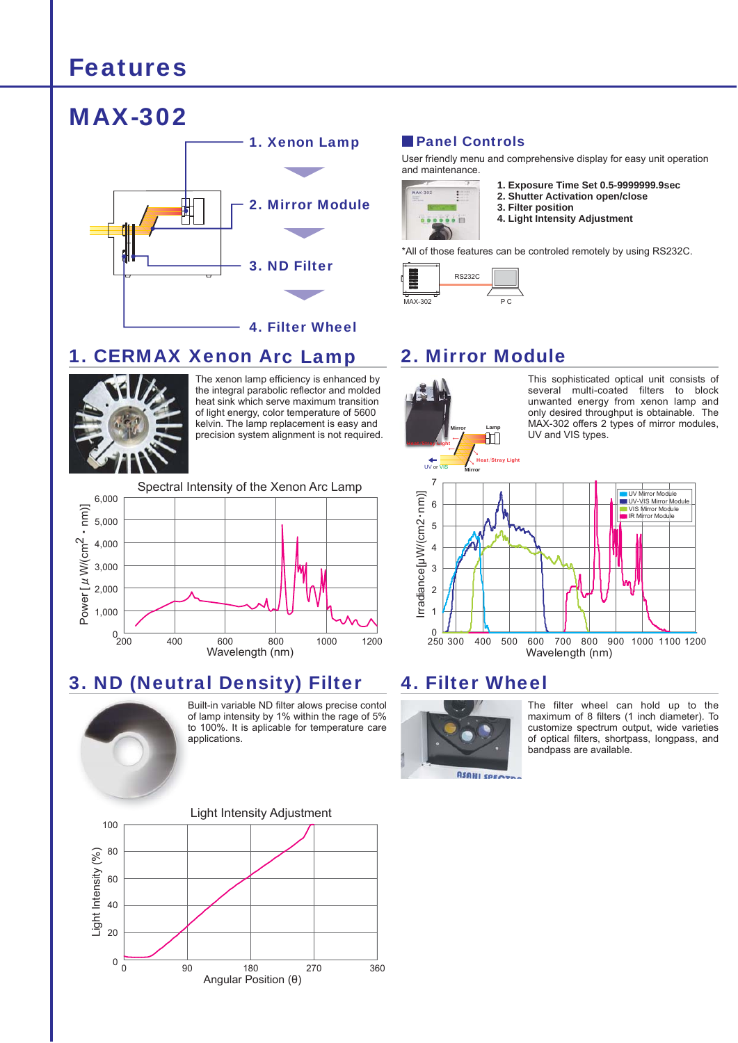# Features

## MAX-302

1. Xenon Lamp
2. Mirror Module
3. ND Filter
4. Filter Wheel

### Panel Controls

User friendly menu and comprehensive display for easy unit operation and maintenance.

1. **Exposure Time Set 0.5-9999999.9sec**
2. **Shutter Activation open/close**
3. **Filter position**
4. **Light Intensity Adjustment**

*All of those features can be controled remotely by using RS232C.

MAX-302 — RS232C — PC

## 1. CERMAX Xenon Arc Lamp

The xenon lamp efficiency is enhanced by the integral parabolic reflector and molded heat sink which serve maximum transition of light energy, color temperature of 5600 kelvin. The lamp replacement is easy and precision system alignment is not required.

Spectral Intensity of the Xenon Arc Lamp

Power [$\mu$ W/(cm$^2$ · nm)] vs. Wavelength (nm)

## 2. Mirror Module

This sophisticated optical unit consists of several multi-coated filters to block unwanted energy from xenon lamp and only desired throughput is obtainable. The MAX-302 offers 2 types of mirror modules, UV and VIS types.

Mirror, Lamp, Heat/Stray Light, UV or VIS, Mirror

Irradiance[μW/(cm2·nm)] vs. Wavelength (nm)

- UV Mirror Module
- UV-VIS Mirror Module
- VIS Mirror Module
- IR Mirror Module

## 3. ND (Neutral Density) Filter

Built-in variable ND filter allows precise contol of lamp intensity by 1% within the rage of 5% to 100%. It is aplicable for temperature care applications.

Light Intensity Adjustment

Light Intensity (%) vs. Angular Position (θ)

## 4. Filter Wheel

The filter wheel can hold up to the maximum of 8 filters (1 inch diameter). To customize spectrum output, wide varieties of optical filters, shortpass, longpass, and bandpass are available.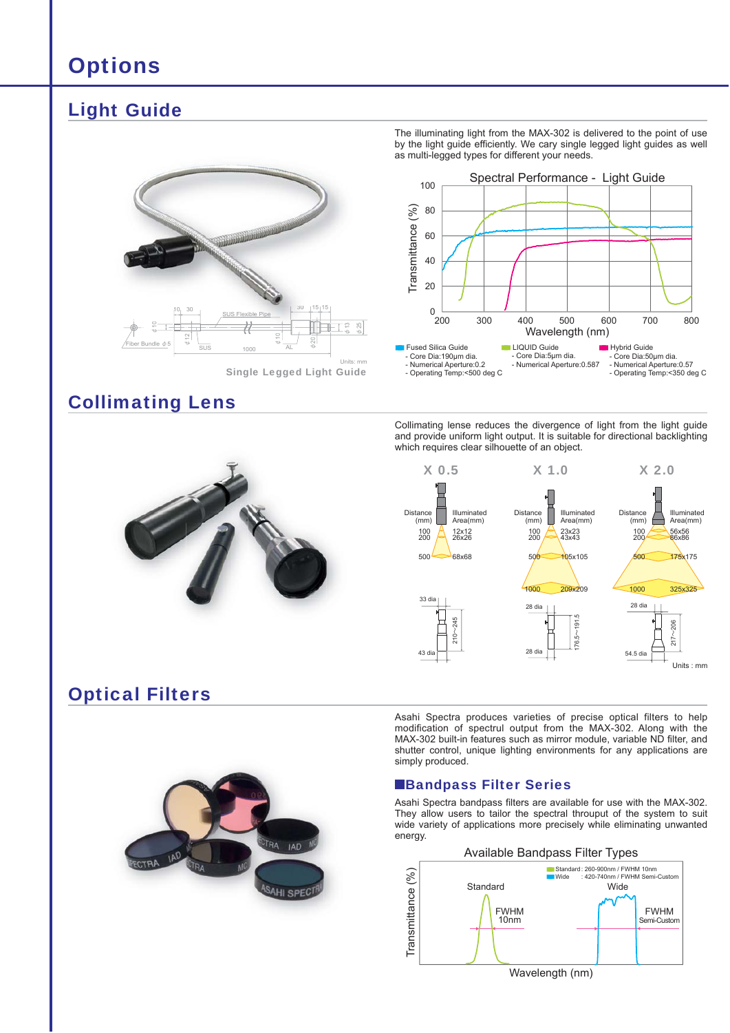# Options

## Light Guide

The illuminating light from the MAX-302 is delivered to the point of use by the light guide efficiently. We cary single legged light guides as well as multi-legged types for different your needs.

Single Legged Light Guide

Units: mm

**Spectral Performance - Light Guide**

- Fused Silica Guide
  - Core Dia:190μm dia.
  - Numerical Aperture:0.2
  - Operating Temp:<500 deg C
- LIQUID Guide
  - Core Dia:5μm dia.
  - Numerical Aperture:0.587
- Hybrid Guide
  - Core Dia:50μm dia.
  - Numerical Aperture:0.57
  - Operating Temp:<350 deg C

## Collimating Lens

Collimating lense reduces the divergence of light from the light guide and provide uniform light output. It is suitable for directional backlighting which requires clear silhouette of an object.

| X 0.5 | | X 1.0 | | X 2.0 | |
|---|---|---|---|---|---|
| Distance (mm) | Illuminated Area(mm) | Distance (mm) | Illuminated Area(mm) | Distance (mm) | Illuminated Area(mm) |
| 100 | 12x12 | 100 | 23x23 | 100 | 56x56 |
| 200 | 26x26 | 200 | 43x43 | 200 | 86x86 |
| 500 | 68x68 | 500 | 105x105 | 500 | 175x175 |
| | | 1000 | 209x209 | 1000 | 325x325 |

Units : mm

## Optical Filters

Asahi Spectra produces varieties of precise optical filters to help modification of spectrul output from the MAX-302. Along with the MAX-302 built-in features such as mirror module, variable ND filter, and shutter control, unique lighting environments for any applications are simply produced.

### Bandpass Filter Series

Asahi Spectra bandpass filters are available for use with the MAX-302. They allow users to tailor the spectral throuput of the system to suit wide variety of applications more precisely while eliminating unwanted energy.

**Available Bandpass Filter Types**

- Standard : 260-900nm / FWHM 10nm
- Wide : 420-740nm / FWHM Semi-Custom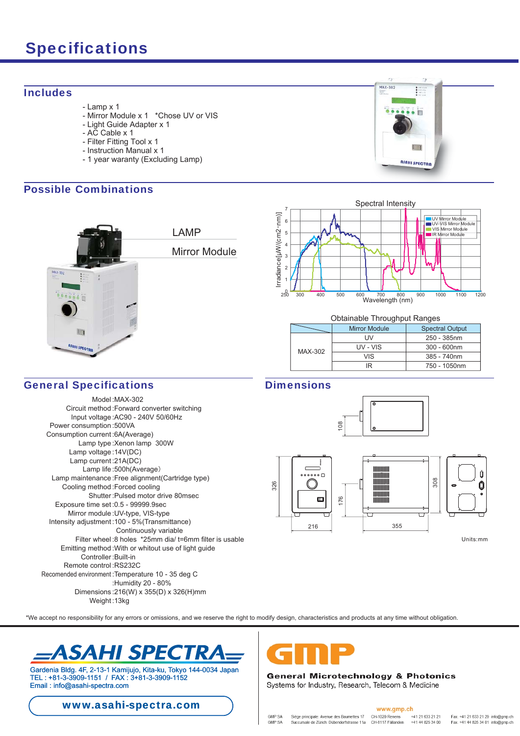# Specifications

## Includes

- Lamp x 1
- Mirror Module x 1 *Chose UV or VIS
- Light Guide Adapter x 1
- AC Cable x 1
- Filter Fitting Tool x 1
- Instruction Manual x 1
- 1 year waranty (Excluding Lamp)

## Possible Combinations

LAMP

Mirror Module

Spectral Intensity

Irradiance[μW/(cm2·nm)]

Wavelength (nm)

0, 1, 2, 3, 4, 5, 6, 7

250, 300, 400, 500, 600, 700, 800, 900, 1000, 1100, 1200

UV Mirror Module
UV-VIS Mirror Module
VIS Mirror Module
IR Mirror Module

Obtainable Throughput Ranges

| | Mirror Module | Spectral Output |
|---|---|---|
| MAX-302 | UV | 250 - 385nm |
| | UV - VIS | 300 - 600nm |
| | VIS | 385 - 740nm |
| | IR | 750 - 1050nm |

## General Specifications

| | |
|---|---|
| Model | :MAX-302 |
| Circuit method | :Forward converter switching |
| Input voltage | :AC90 - 240V 50/60Hz |
| Power consumption | :500VA |
| Consumption current | :6A(Average) |
| Lamp type | :Xenon lamp 300W |
| Lamp voltage | :14V(DC) |
| Lamp current | :21A(DC) |
| Lamp life | :500h(Average) |
| Lamp maintenance | :Free alignment(Cartridge type) |
| Cooling method | :Forced cooling |
| Shutter | :Pulsed motor drive 80msec |
| Exposure time set | :0.5 - 99999.9sec |
| Mirror module | :UV-type, VIS-type |
| Intensity adjustment | :100 - 5%(Transmittance) Continuously variable |
| Filter wheel | :8 holes *25mm dia/ t=6mm filter is usable |
| Emitting method | :With or whitout use of light guide |
| Controller | :Built-in |
| Remote control | :RS232C |
| Recomended environment | :Temperature 10 - 35 deg C |
| | :Humidity 20 - 80% |
| Dimensions | :216(W) x 355(D) x 326(H)mm |
| Weight | :13kg |

## Dimensions

108

326

176

308

216

355

Units:mm

*We accept no responsibility for any errors or omissions, and we reserve the right to modify design, characteristics and products at any time without obligation.

ASAHI SPECTRA

Gardenia Bldg. 4F, 2-13-1 Kamijujo, Kita-ku, Tokyo 144-0034 Japan
TEL : +81-3-3909-1151 / FAX : 3+81-3-3909-1152
Email : info@asahi-spectra.com

www.asahi-spectra.com

GMP

General Microtechnology & Photonics
Systems for Industry, Research, Telecom & Medicine

www.gmp.ch

| | | | | |
|---|---|---|---|---|
| GMP SA | Siège principale: Avenue des Baumettes 17 | CH-1020 Renens | +41 21 633 21 21 | Fax. +41 21 633 21 29 info@gmp.ch |
| GMP SA | Succursale de Zürich: Dübendorfstrasse 11a | CH-8117 Fällanden | +41 44 825 34 00 | Fax. +41 44 825 34 01 info@gmp.ch |